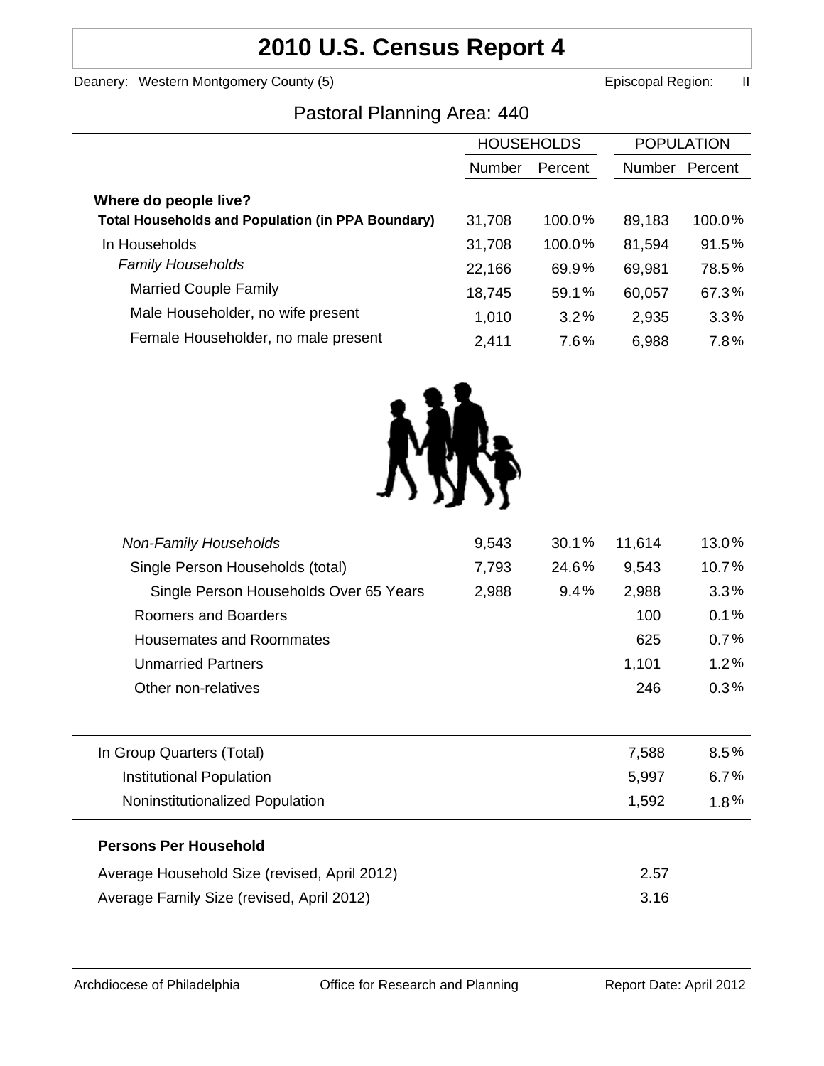# 2010 U.S. Census Report 4

Deanery: Western Montgomery County (5) Episcopal Region: II

## Pastoral Planning Area: 440

| | HOUSEHOLDS | | POPULATION | |
|---|---|---|---|---|
| | Number | Percent | Number | Percent |
| **Where do people live?** | | | | |
| **Total Households and Population (in PPA Boundary)** | 31,708 | 100.0% | 89,183 | 100.0% |
| In Households | 31,708 | 100.0% | 81,594 | 91.5% |
| *Family Households* | 22,166 | 69.9% | 69,981 | 78.5% |
| Married Couple Family | 18,745 | 59.1% | 60,057 | 67.3% |
| Male Householder, no wife present | 1,010 | 3.2% | 2,935 | 3.3% |
| Female Householder, no male present | 2,411 | 7.6% | 6,988 | 7.8% |
| *Non-Family Households* | 9,543 | 30.1% | 11,614 | 13.0% |
| Single Person Households (total) | 7,793 | 24.6% | 9,543 | 10.7% |
| Single Person Households Over 65 Years | 2,988 | 9.4% | 2,988 | 3.3% |
| Roomers and Boarders | | | 100 | 0.1% |
| Housemates and Roommates | | | 625 | 0.7% |
| Unmarried Partners | | | 1,101 | 1.2% |
| Other non-relatives | | | 246 | 0.3% |
| In Group Quarters (Total) | | | 7,588 | 8.5% |
| Institutional Population | | | 5,997 | 6.7% |
| Noninstitutionalized Population | | | 1,592 | 1.8% |

**Persons Per Household**

| | |
|---|---|
| Average Household Size (revised, April 2012) | 2.57 |
| Average Family Size (revised, April 2012) | 3.16 |

Archdiocese of Philadelphia Office for Research and Planning Report Date: April 2012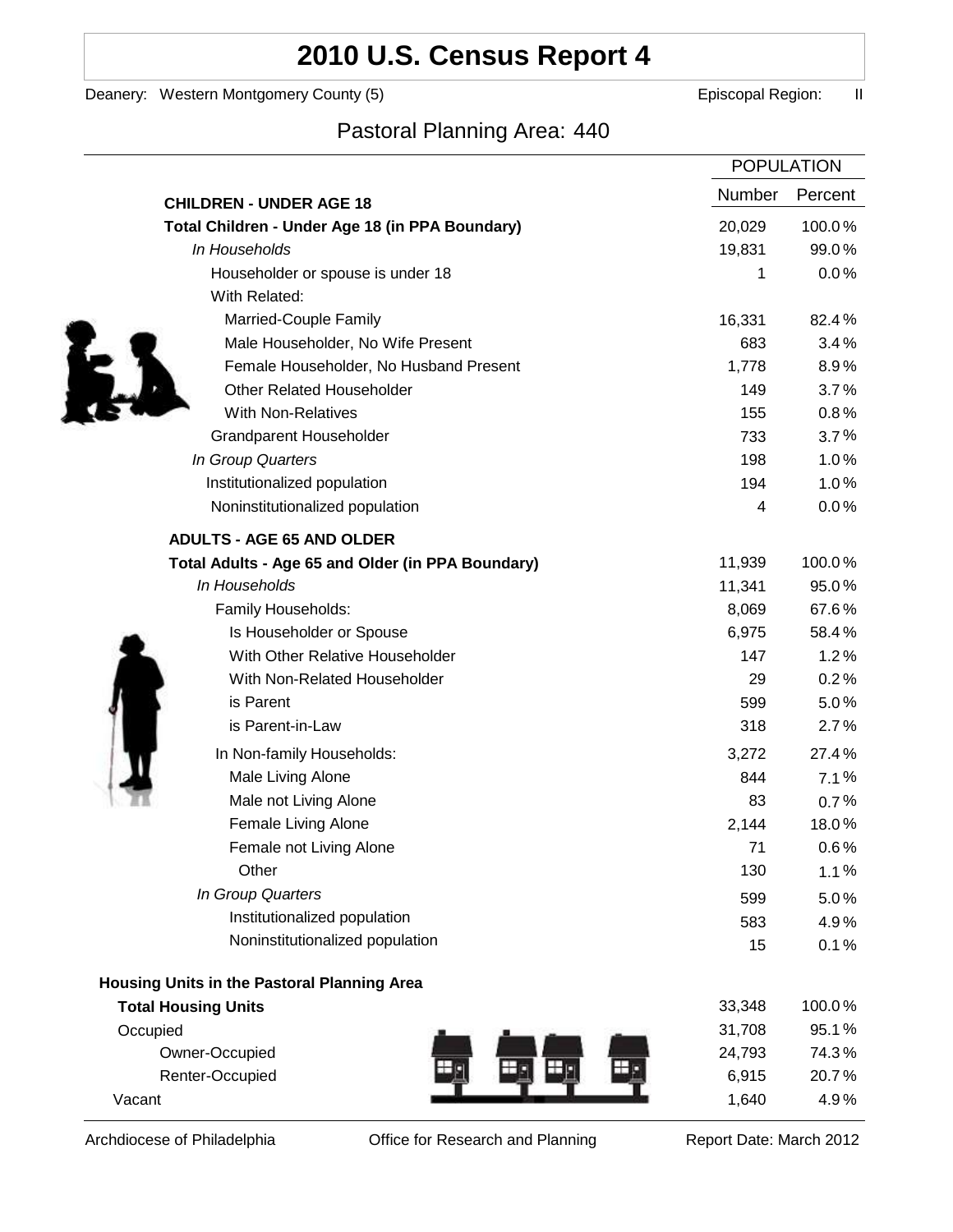# 2010 U.S. Census Report 4

Deanery: Western Montgomery County (5) Episcopal Region: II

## Pastoral Planning Area: 440

| | POPULATION | |
|---|---|---|
| | Number | Percent |
| **CHILDREN - UNDER AGE 18** | | |
| **Total Children - Under Age 18 (in PPA Boundary)** | 20,029 | 100.0% |
| *In Households* | 19,831 | 99.0% |
| Householder or spouse is under 18 | 1 | 0.0% |
| With Related: | | |
| Married-Couple Family | 16,331 | 82.4% |
| Male Householder, No Wife Present | 683 | 3.4% |
| Female Householder, No Husband Present | 1,778 | 8.9% |
| Other Related Householder | 149 | 3.7% |
| With Non-Relatives | 155 | 0.8% |
| Grandparent Householder | 733 | 3.7% |
| *In Group Quarters* | 198 | 1.0% |
| Institutionalized population | 194 | 1.0% |
| Noninstitutionalized population | 4 | 0.0% |
| **ADULTS - AGE 65 AND OLDER** | | |
| **Total Adults - Age 65 and Older (in PPA Boundary)** | 11,939 | 100.0% |
| *In Households* | 11,341 | 95.0% |
| Family Households: | 8,069 | 67.6% |
| Is Householder or Spouse | 6,975 | 58.4% |
| With Other Relative Householder | 147 | 1.2% |
| With Non-Related Householder | 29 | 0.2% |
| is Parent | 599 | 5.0% |
| is Parent-in-Law | 318 | 2.7% |
| In Non-family Households: | 3,272 | 27.4% |
| Male Living Alone | 844 | 7.1% |
| Male not Living Alone | 83 | 0.7% |
| Female Living Alone | 2,144 | 18.0% |
| Female not Living Alone | 71 | 0.6% |
| Other | 130 | 1.1% |
| *In Group Quarters* | 599 | 5.0% |
| Institutionalized population | 583 | 4.9% |
| Noninstitutionalized population | 15 | 0.1% |
| **Housing Units in the Pastoral Planning Area** | | |
| **Total Housing Units** | 33,348 | 100.0% |
| Occupied | 31,708 | 95.1% |
| Owner-Occupied | 24,793 | 74.3% |
| Renter-Occupied | 6,915 | 20.7% |
| Vacant | 1,640 | 4.9% |

Archdiocese of Philadelphia Office for Research and Planning Report Date: March 2012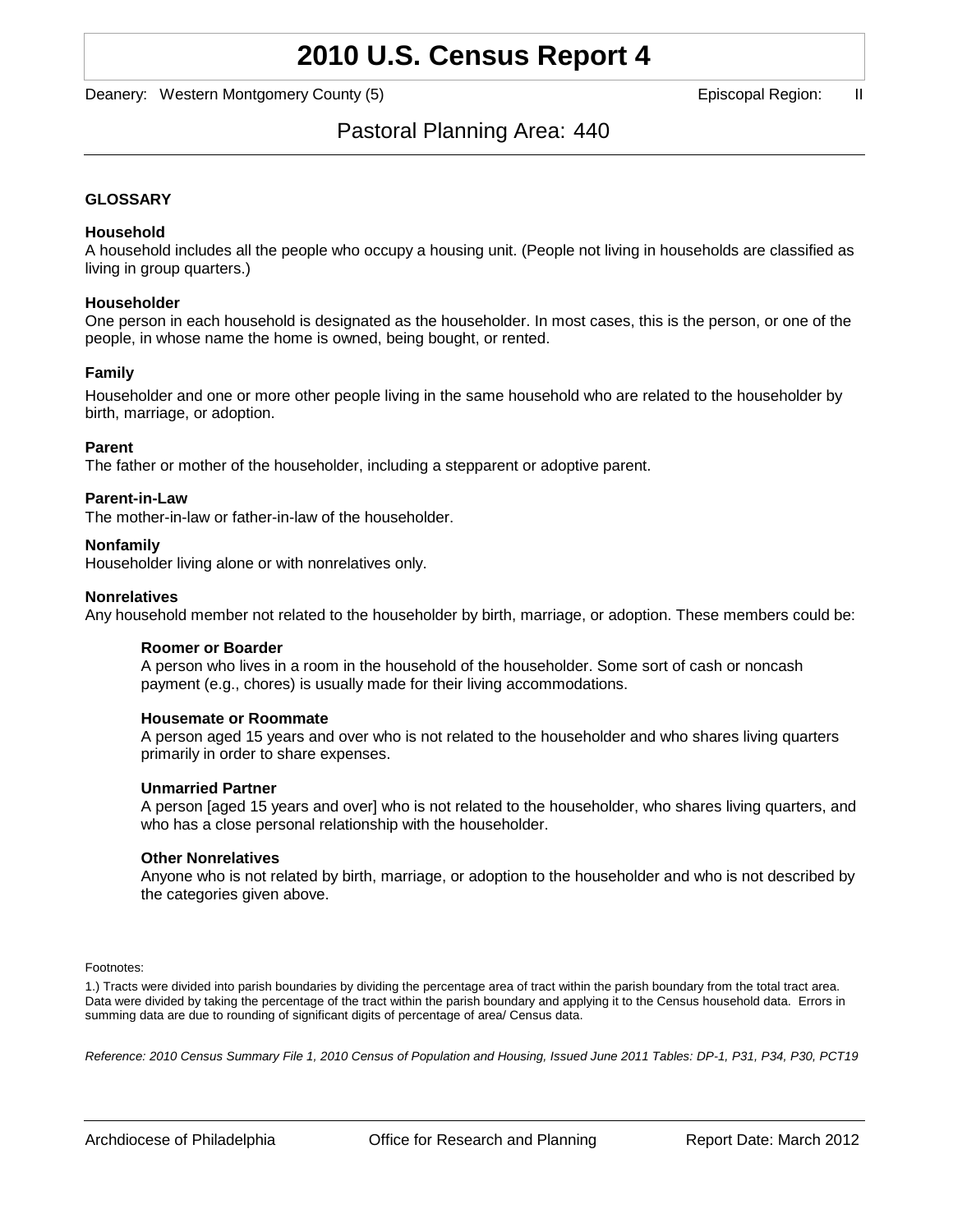# 2010 U.S. Census Report 4

Deanery: Western Montgomery County (5) Episcopal Region: II

## Pastoral Planning Area: 440

### GLOSSARY

**Household**
A household includes all the people who occupy a housing unit. (People not living in households are classified as living in group quarters.)

**Householder**
One person in each household is designated as the householder. In most cases, this is the person, or one of the people, in whose name the home is owned, being bought, or rented.

**Family**
Householder and one or more other people living in the same household who are related to the householder by birth, marriage, or adoption.

**Parent**
The father or mother of the householder, including a stepparent or adoptive parent.

**Parent-in-Law**
The mother-in-law or father-in-law of the householder.

**Nonfamily**
Householder living alone or with nonrelatives only.

**Nonrelatives**
Any household member not related to the householder by birth, marriage, or adoption. These members could be:

> **Roomer or Boarder**
> A person who lives in a room in the household of the householder. Some sort of cash or noncash payment (e.g., chores) is usually made for their living accommodations.
>
> **Housemate or Roommate**
> A person aged 15 years and over who is not related to the householder and who shares living quarters primarily in order to share expenses.
>
> **Unmarried Partner**
> A person [aged 15 years and over] who is not related to the householder, who shares living quarters, and who has a close personal relationship with the householder.
>
> **Other Nonrelatives**
> Anyone who is not related by birth, marriage, or adoption to the householder and who is not described by the categories given above.

Footnotes:

1.) Tracts were divided into parish boundaries by dividing the percentage area of tract within the parish boundary from the total tract area. Data were divided by taking the percentage of the tract within the parish boundary and applying it to the Census household data. Errors in summing data are due to rounding of significant digits of percentage of area/ Census data.

*Reference: 2010 Census Summary File 1, 2010 Census of Population and Housing, Issued June 2011 Tables: DP-1, P31, P34, P30, PCT19*

Archdiocese of Philadelphia Office for Research and Planning Report Date: March 2012